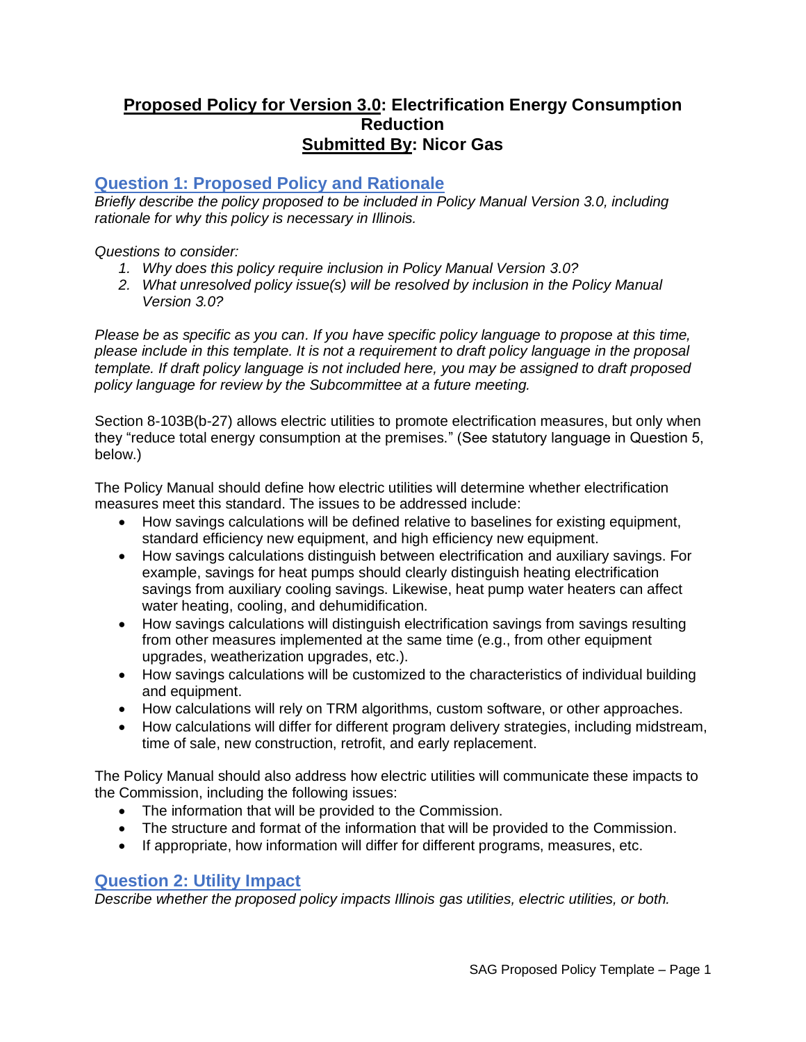# Proposed Policy for Version 3.0: Electrification Energy Consumption Reduction
# Submitted By: Nicor Gas

## Question 1: Proposed Policy and Rationale

*Briefly describe the policy proposed to be included in Policy Manual Version 3.0, including rationale for why this policy is necessary in Illinois.*

*Questions to consider:*

1. *Why does this policy require inclusion in Policy Manual Version 3.0?*
2. *What unresolved policy issue(s) will be resolved by inclusion in the Policy Manual Version 3.0?*

*Please be as specific as you can. If you have specific policy language to propose at this time, please include in this template. It is not a requirement to draft policy language in the proposal template. If draft policy language is not included here, you may be assigned to draft proposed policy language for review by the Subcommittee at a future meeting.*

Section 8-103B(b-27) allows electric utilities to promote electrification measures, but only when they "reduce total energy consumption at the premises." (See statutory language in Question 5, below.)

The Policy Manual should define how electric utilities will determine whether electrification measures meet this standard. The issues to be addressed include:

- How savings calculations will be defined relative to baselines for existing equipment, standard efficiency new equipment, and high efficiency new equipment.
- How savings calculations distinguish between electrification and auxiliary savings. For example, savings for heat pumps should clearly distinguish heating electrification savings from auxiliary cooling savings. Likewise, heat pump water heaters can affect water heating, cooling, and dehumidification.
- How savings calculations will distinguish electrification savings from savings resulting from other measures implemented at the same time (e.g., from other equipment upgrades, weatherization upgrades, etc.).
- How savings calculations will be customized to the characteristics of individual building and equipment.
- How calculations will rely on TRM algorithms, custom software, or other approaches.
- How calculations will differ for different program delivery strategies, including midstream, time of sale, new construction, retrofit, and early replacement.

The Policy Manual should also address how electric utilities will communicate these impacts to the Commission, including the following issues:

- The information that will be provided to the Commission.
- The structure and format of the information that will be provided to the Commission.
- If appropriate, how information will differ for different programs, measures, etc.

## Question 2: Utility Impact

*Describe whether the proposed policy impacts Illinois gas utilities, electric utilities, or both.*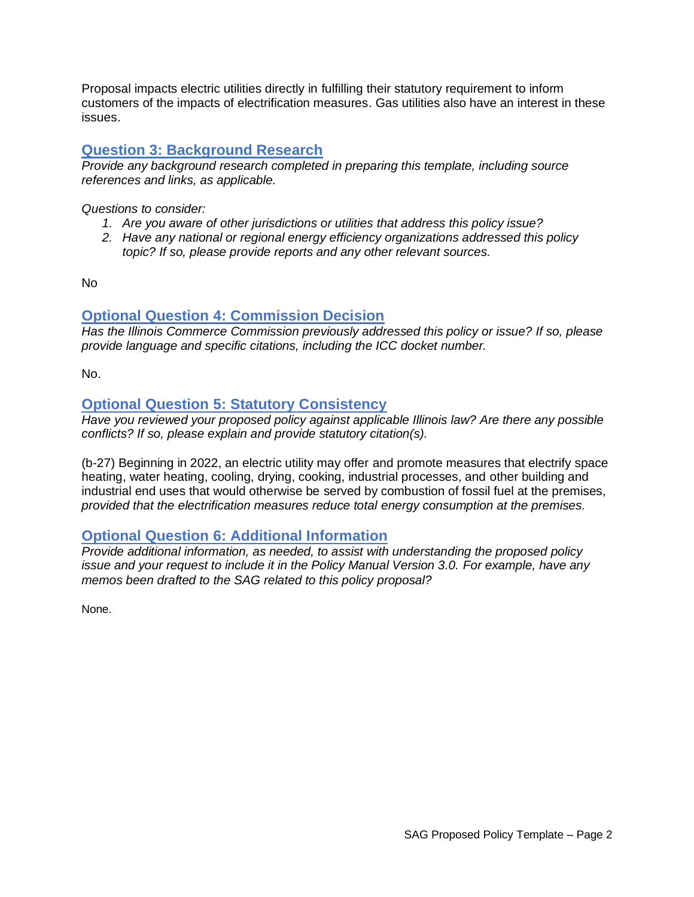Proposal impacts electric utilities directly in fulfilling their statutory requirement to inform customers of the impacts of electrification measures. Gas utilities also have an interest in these issues.

## Question 3: Background Research

*Provide any background research completed in preparing this template, including source references and links, as applicable.*

*Questions to consider:*

1. *Are you aware of other jurisdictions or utilities that address this policy issue?*
2. *Have any national or regional energy efficiency organizations addressed this policy topic? If so, please provide reports and any other relevant sources.*

No

## Optional Question 4: Commission Decision

*Has the Illinois Commerce Commission previously addressed this policy or issue? If so, please provide language and specific citations, including the ICC docket number.*

No.

## Optional Question 5: Statutory Consistency

*Have you reviewed your proposed policy against applicable Illinois law? Are there any possible conflicts? If so, please explain and provide statutory citation(s).*

(b-27) Beginning in 2022, an electric utility may offer and promote measures that electrify space heating, water heating, cooling, drying, cooking, industrial processes, and other building and industrial end uses that would otherwise be served by combustion of fossil fuel at the premises, *provided that the electrification measures reduce total energy consumption at the premises.*

## Optional Question 6: Additional Information

*Provide additional information, as needed, to assist with understanding the proposed policy issue and your request to include it in the Policy Manual Version 3.0. For example, have any memos been drafted to the SAG related to this policy proposal?*

None.